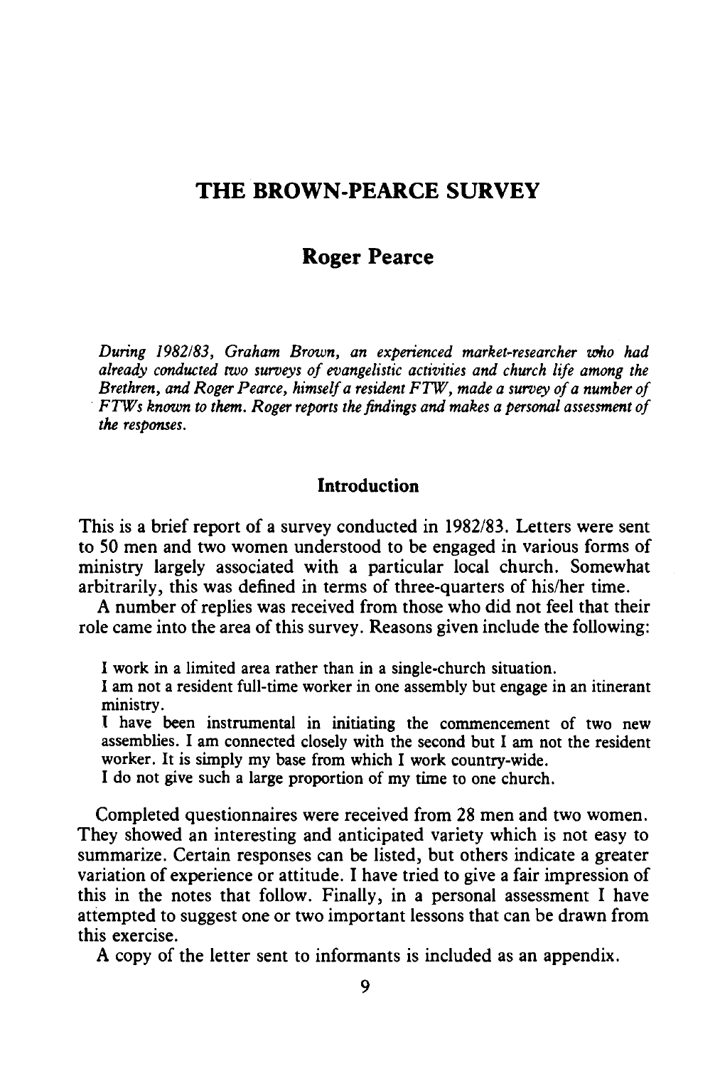# THE BROWN-PEARCE SURVEY

## Roger Pearce

*During 1982/83, Graham Brown, an experienced market-researcher who had already conducted two surveys of evangelistic activities and church life among the Brethren, and Roger Pearce, himself a resident FTW, made a survey of a number of FTWs known to them. Roger reports the findings and makes a personal assessment of the responses.*

### Introduction

This is a brief report of a survey conducted in 1982/83. Letters were sent to 50 men and two women understood to be engaged in various forms of ministry largely associated with a particular local church. Somewhat arbitrarily, this was defined in terms of three-quarters of his/her time.

A number of replies was received from those who did not feel that their role came into the area of this survey. Reasons given include the following:

> I work in a limited area rather than in a single-church situation.
>
> I am not a resident full-time worker in one assembly but engage in an itinerant ministry.
>
> I have been instrumental in initiating the commencement of two new assemblies. I am connected closely with the second but I am not the resident worker. It is simply my base from which I work country-wide.
>
> I do not give such a large proportion of my time to one church.

Completed questionnaires were received from 28 men and two women. They showed an interesting and anticipated variety which is not easy to summarize. Certain responses can be listed, but others indicate a greater variation of experience or attitude. I have tried to give a fair impression of this in the notes that follow. Finally, in a personal assessment I have attempted to suggest one or two important lessons that can be drawn from this exercise.

A copy of the letter sent to informants is included as an appendix.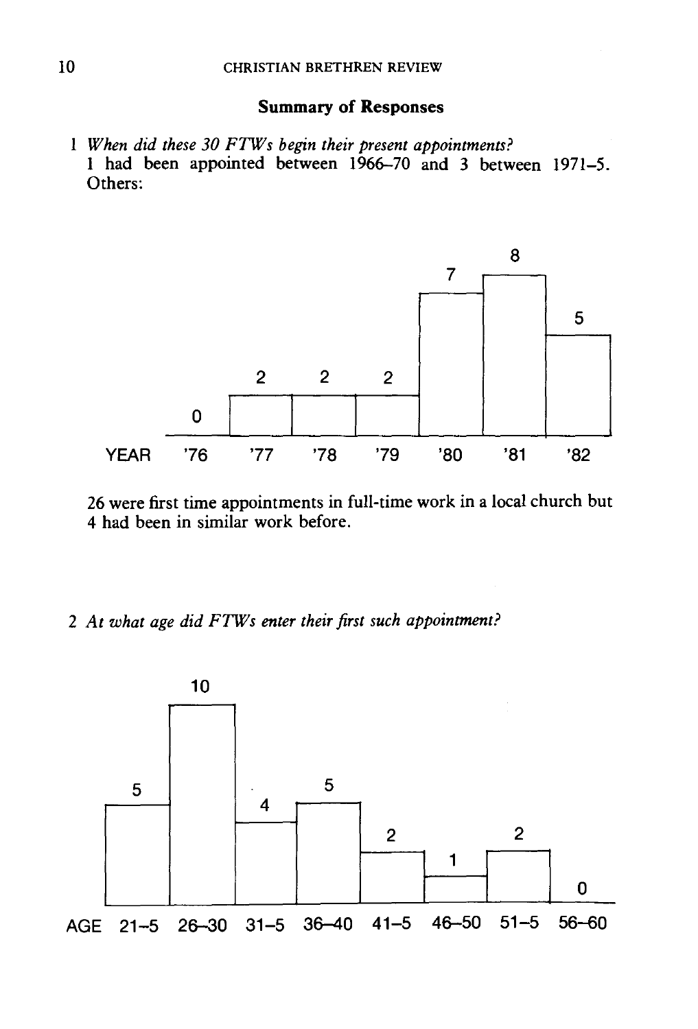## Summary of Responses

1 *When did these 30 FTWs begin their present appointments?*
1 had been appointed between 1966–70 and 3 between 1971–5. Others:

8
7
5
2 2 2
0
YEAR '76 '77 '78 '79 '80 '81 '82

26 were first time appointments in full-time work in a local church but 4 had been in similar work before.

2 *At what age did FTWs enter their first such appointment?*

10
5
4
5
2
1
2
0
AGE 21–5 26–30 31–5 36–40 41–5 46–50 51–5 56–60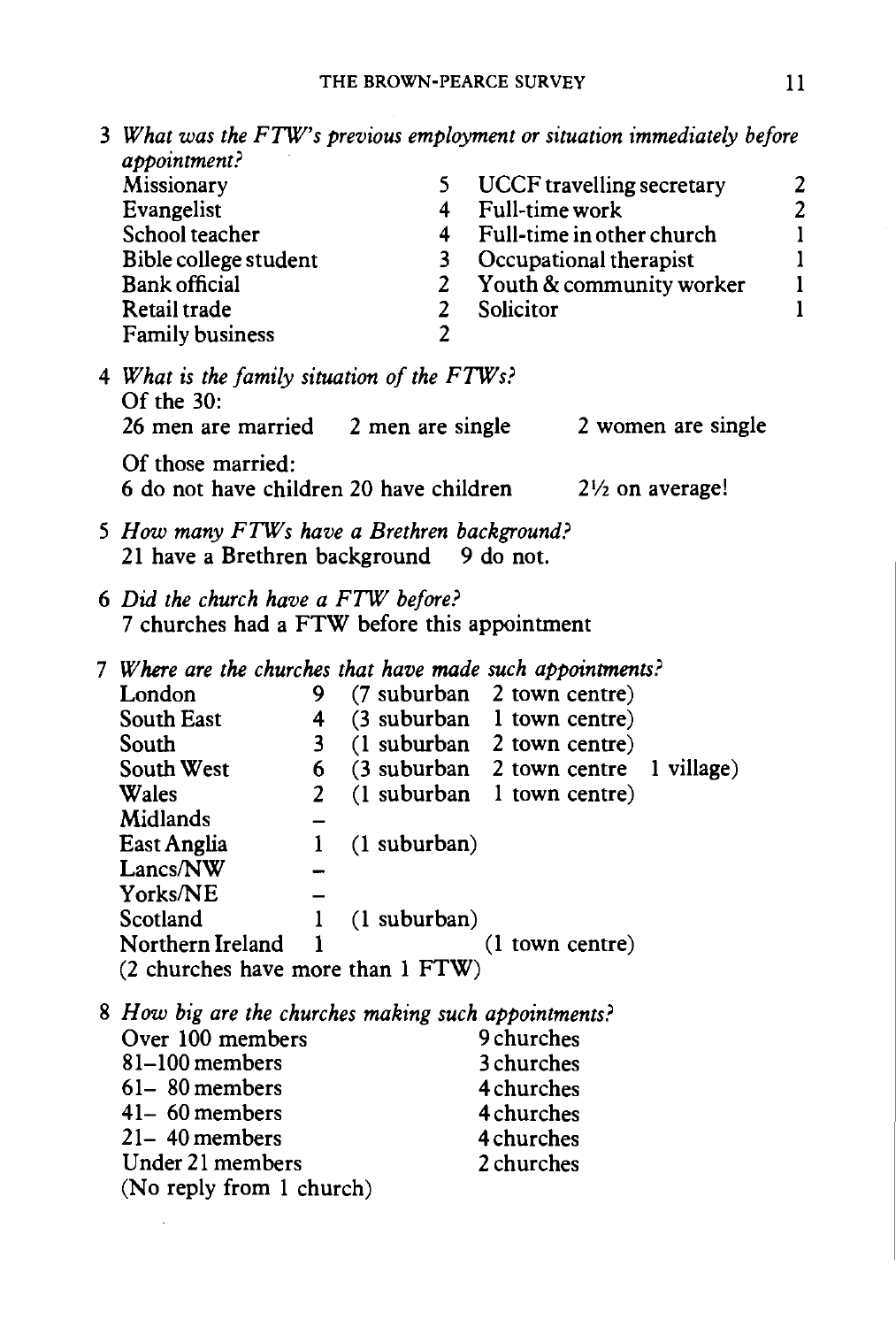3 *What was the FTW's previous employment or situation immediately before appointment?*

| | | | |
|---|---|---|---|
| Missionary | 5 | UCCF travelling secretary | 2 |
| Evangelist | 4 | Full-time work | 2 |
| School teacher | 4 | Full-time in other church | 1 |
| Bible college student | 3 | Occupational therapist | 1 |
| Bank official | 2 | Youth & community worker | 1 |
| Retail trade | 2 | Solicitor | 1 |
| Family business | 2 | | |

4 *What is the family situation of the FTWs?*

Of the 30:
26 men are married   2 men are single   2 women are single

Of those married:
6 do not have children 20 have children   2½ on average!

5 *How many FTWs have a Brethren background?*
21 have a Brethren background   9 do not.

6 *Did the church have a FTW before?*
7 churches had a FTW before this appointment

7 *Where are the churches that have made such appointments?*

| | | | | |
|---|---|---|---|---|
| London | 9 | (7 suburban | 2 town centre) | |
| South East | 4 | (3 suburban | 1 town centre) | |
| South | 3 | (1 suburban | 2 town centre) | |
| South West | 6 | (3 suburban | 2 town centre | 1 village) |
| Wales | 2 | (1 suburban | 1 town centre) | |
| Midlands | – | | | |
| East Anglia | 1 | (1 suburban) | | |
| Lancs/NW | – | | | |
| Yorks/NE | – | | | |
| Scotland | 1 | (1 suburban) | | |
| Northern Ireland | 1 | | (1 town centre) | |

(2 churches have more than 1 FTW)

8 *How big are the churches making such appointments?*

| | |
|---|---|
| Over 100 members | 9 churches |
| 81–100 members | 3 churches |
| 61– 80 members | 4 churches |
| 41– 60 members | 4 churches |
| 21– 40 members | 4 churches |
| Under 21 members | 2 churches |

(No reply from 1 church)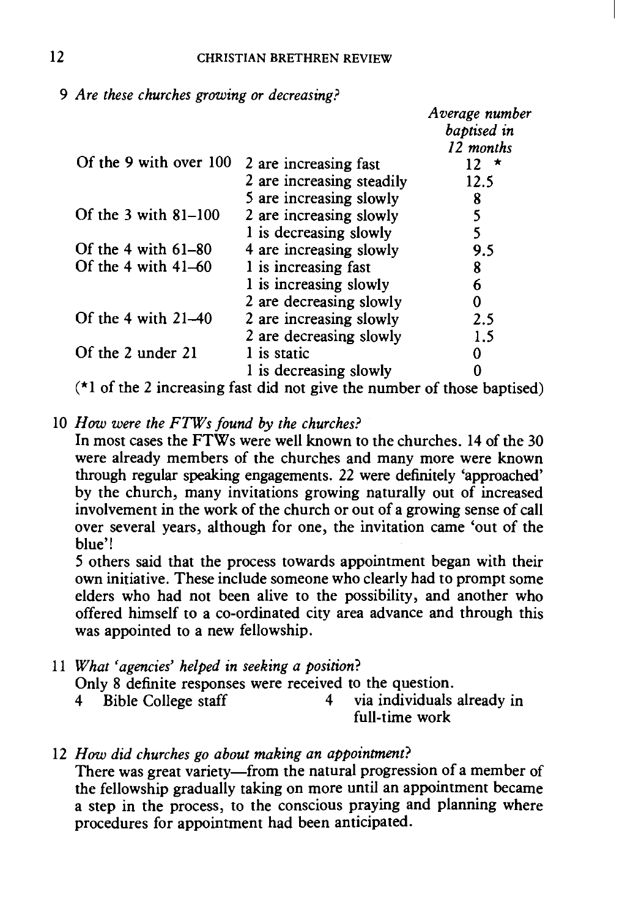9 *Are these churches growing or decreasing?*

| | | *Average number baptised in 12 months* |
|---|---|---|
| Of the 9 with over 100 | 2 are increasing fast | 12 * |
| | 2 are increasing steadily | 12.5 |
| | 5 are increasing slowly | 8 |
| Of the 3 with 81–100 | 2 are increasing slowly | 5 |
| | 1 is decreasing slowly | 5 |
| Of the 4 with 61–80 | 4 are increasing slowly | 9.5 |
| Of the 4 with 41–60 | 1 is increasing fast | 8 |
| | 1 is increasing slowly | 6 |
| | 2 are decreasing slowly | 0 |
| Of the 4 with 21–40 | 2 are increasing slowly | 2.5 |
| | 2 are decreasing slowly | 1.5 |
| Of the 2 under 21 | 1 is static | 0 |
| | 1 is decreasing slowly | 0 |

(*1 of the 2 increasing fast did not give the number of those baptised)

10 *How were the FTWs found by the churches?*

In most cases the FTWs were well known to the churches. 14 of the 30 were already members of the churches and many more were known through regular speaking engagements. 22 were definitely 'approached' by the church, many invitations growing naturally out of increased involvement in the work of the church or out of a growing sense of call over several years, although for one, the invitation came 'out of the blue'!

5 others said that the process towards appointment began with their own initiative. These include someone who clearly had to prompt some elders who had not been alive to the possibility, and another who offered himself to a co-ordinated city area advance and through this was appointed to a new fellowship.

11 *What 'agencies' helped in seeking a position?*

Only 8 definite responses were received to the question.

4 Bible College staff — 4 via individuals already in full-time work

12 *How did churches go about making an appointment?*

There was great variety—from the natural progression of a member of the fellowship gradually taking on more until an appointment became a step in the process, to the conscious praying and planning where procedures for appointment had been anticipated.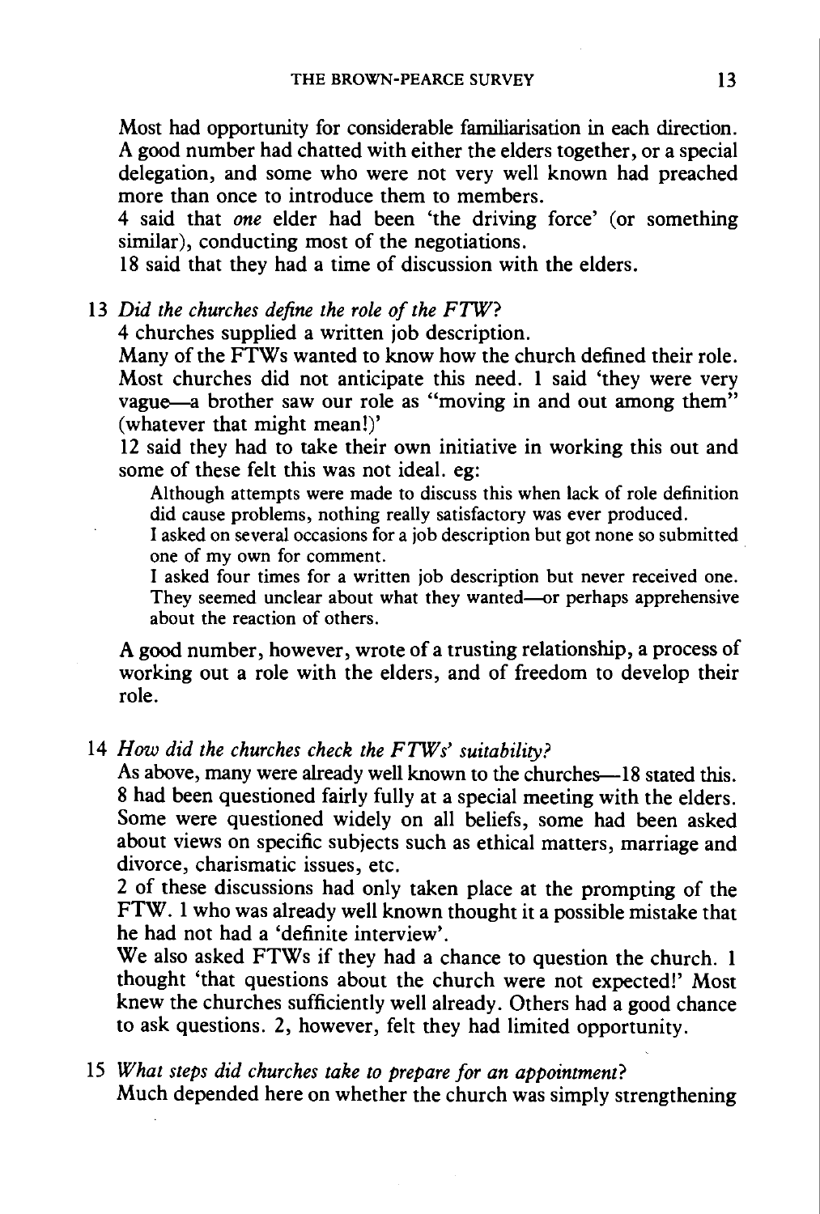Most had opportunity for considerable familiarisation in each direction. A good number had chatted with either the elders together, or a special delegation, and some who were not very well known had preached more than once to introduce them to members.

4 said that *one* elder had been 'the driving force' (or something similar), conducting most of the negotiations.

18 said that they had a time of discussion with the elders.

13 *Did the churches define the role of the FTW?*

4 churches supplied a written job description.

Many of the FTWs wanted to know how the church defined their role. Most churches did not anticipate this need. 1 said 'they were very vague—a brother saw our role as "moving in and out among them" (whatever that might mean!)'

12 said they had to take their own initiative in working this out and some of these felt this was not ideal. eg:

> Although attempts were made to discuss this when lack of role definition did cause problems, nothing really satisfactory was ever produced.
>
> I asked on several occasions for a job description but got none so submitted one of my own for comment.
>
> I asked four times for a written job description but never received one. They seemed unclear about what they wanted—or perhaps apprehensive about the reaction of others.

A good number, however, wrote of a trusting relationship, a process of working out a role with the elders, and of freedom to develop their role.

14 *How did the churches check the FTWs' suitability?*

As above, many were already well known to the churches—18 stated this. 8 had been questioned fairly fully at a special meeting with the elders. Some were questioned widely on all beliefs, some had been asked about views on specific subjects such as ethical matters, marriage and divorce, charismatic issues, etc.

2 of these discussions had only taken place at the prompting of the FTW. 1 who was already well known thought it a possible mistake that he had not had a 'definite interview'.

We also asked FTWs if they had a chance to question the church. 1 thought 'that questions about the church were not expected!' Most knew the churches sufficiently well already. Others had a good chance to ask questions. 2, however, felt they had limited opportunity.

15 *What steps did churches take to prepare for an appointment?*

Much depended here on whether the church was simply strengthening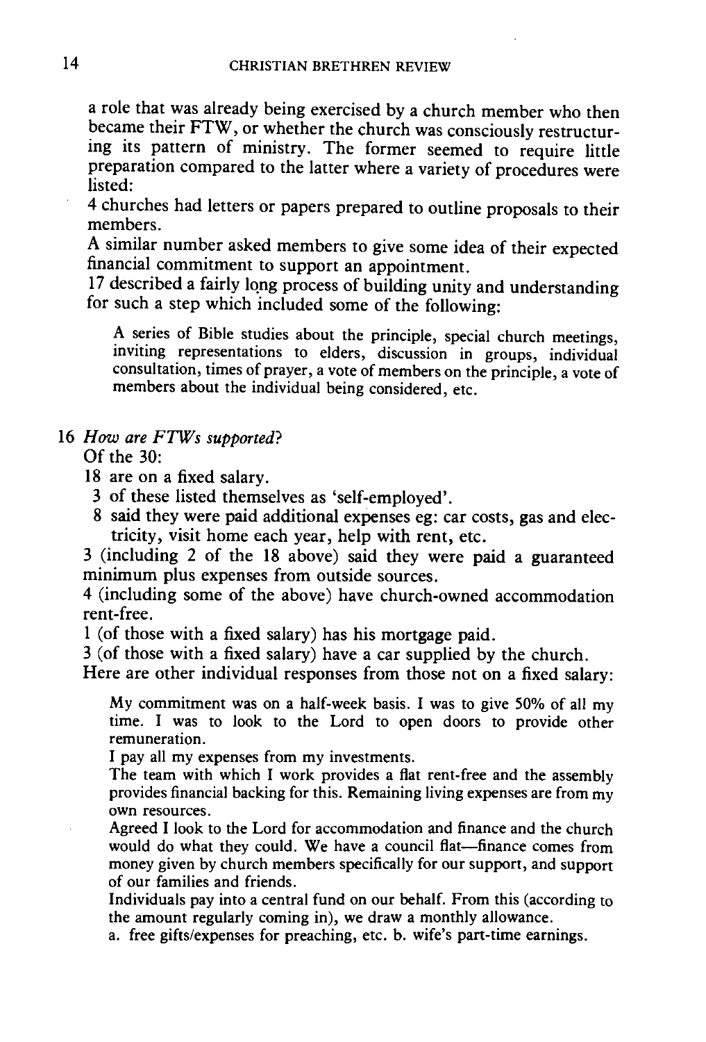a role that was already being exercised by a church member who then became their FTW, or whether the church was consciously restructuring its pattern of ministry. The former seemed to require little preparation compared to the latter where a variety of procedures were listed:

4 churches had letters or papers prepared to outline proposals to their members.

A similar number asked members to give some idea of their expected financial commitment to support an appointment.

17 described a fairly long process of building unity and understanding for such a step which included some of the following:

> A series of Bible studies about the principle, special church meetings, inviting representations to elders, discussion in groups, individual consultation, times of prayer, a vote of members on the principle, a vote of members about the individual being considered, etc.

16 *How are FTWs supported?*

Of the 30:

18 are on a fixed salary.

3 of these listed themselves as 'self-employed'.

8 said they were paid additional expenses eg: car costs, gas and electricity, visit home each year, help with rent, etc.

3 (including 2 of the 18 above) said they were paid a guaranteed minimum plus expenses from outside sources.

4 (including some of the above) have church-owned accommodation rent-free.

1 (of those with a fixed salary) has his mortgage paid.

3 (of those with a fixed salary) have a car supplied by the church.

Here are other individual responses from those not on a fixed salary:

> My commitment was on a half-week basis. I was to give 50% of all my time. I was to look to the Lord to open doors to provide other remuneration.
>
> I pay all my expenses from my investments.
>
> The team with which I work provides a flat rent-free and the assembly provides financial backing for this. Remaining living expenses are from my own resources.
>
> Agreed I look to the Lord for accommodation and finance and the church would do what they could. We have a council flat—finance comes from money given by church members specifically for our support, and support of our families and friends.
>
> Individuals pay into a central fund on our behalf. From this (according to the amount regularly coming in), we draw a monthly allowance.
>
> a. free gifts/expenses for preaching, etc. b. wife's part-time earnings.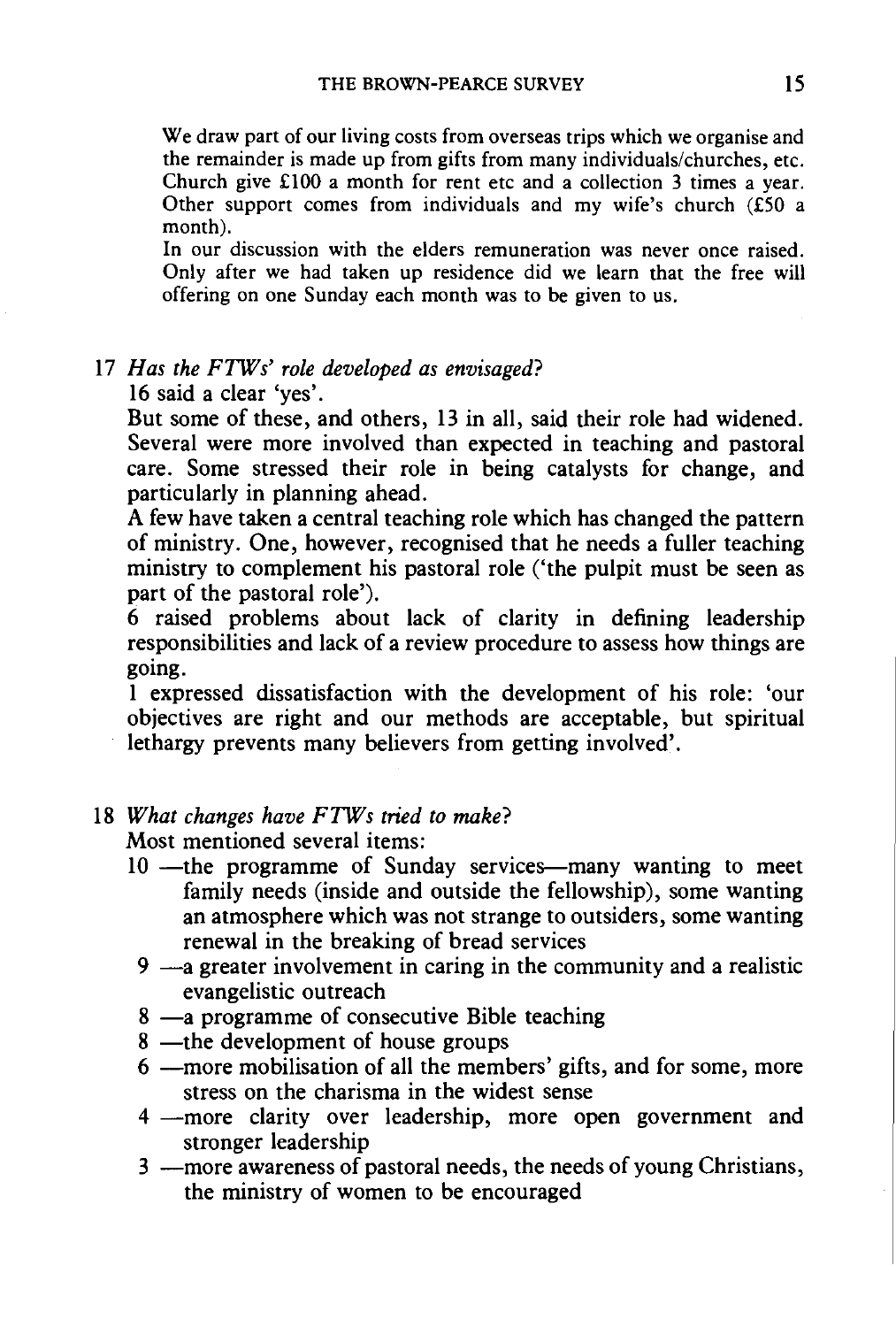We draw part of our living costs from overseas trips which we organise and the remainder is made up from gifts from many individuals/churches, etc. Church give £100 a month for rent etc and a collection 3 times a year. Other support comes from individuals and my wife's church (£50 a month).

In our discussion with the elders remuneration was never once raised. Only after we had taken up residence did we learn that the free will offering on one Sunday each month was to be given to us.

17 *Has the FTWs' role developed as envisaged?*

16 said a clear 'yes'.

But some of these, and others, 13 in all, said their role had widened. Several were more involved than expected in teaching and pastoral care. Some stressed their role in being catalysts for change, and particularly in planning ahead.

A few have taken a central teaching role which has changed the pattern of ministry. One, however, recognised that he needs a fuller teaching ministry to complement his pastoral role ('the pulpit must be seen as part of the pastoral role').

6 raised problems about lack of clarity in defining leadership responsibilities and lack of a review procedure to assess how things are going.

1 expressed dissatisfaction with the development of his role: 'our objectives are right and our methods are acceptable, but spiritual lethargy prevents many believers from getting involved'.

18 *What changes have FTWs tried to make?*

Most mentioned several items:

10 —the programme of Sunday services—many wanting to meet family needs (inside and outside the fellowship), some wanting an atmosphere which was not strange to outsiders, some wanting renewal in the breaking of bread services

9 —a greater involvement in caring in the community and a realistic evangelistic outreach

8 —a programme of consecutive Bible teaching

8 —the development of house groups

6 —more mobilisation of all the members' gifts, and for some, more stress on the charisma in the widest sense

4 —more clarity over leadership, more open government and stronger leadership

3 —more awareness of pastoral needs, the needs of young Christians, the ministry of women to be encouraged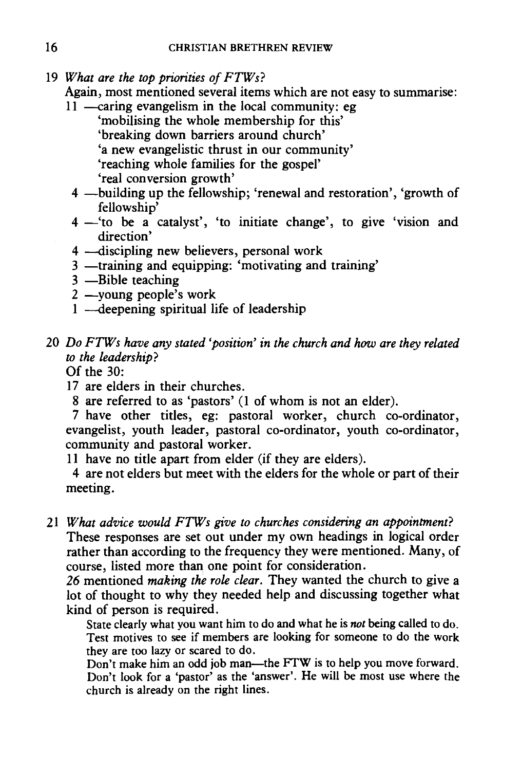19 *What are the top priorities of FTWs?*

Again, most mentioned several items which are not easy to summarise:

11 —caring evangelism in the local community: eg
  'mobilising the whole membership for this'
  'breaking down barriers around church'
  'a new evangelistic thrust in our community'
  'reaching whole families for the gospel'
  'real conversion growth'

4 —building up the fellowship; 'renewal and restoration', 'growth of fellowship'

4 —'to be a catalyst', 'to initiate change', to give 'vision and direction'

4 —discipling new believers, personal work

3 —training and equipping: 'motivating and training'

3 —Bible teaching

2 —young people's work

1 —deepening spiritual life of leadership

20 *Do FTWs have any stated 'position' in the church and how are they related to the leadership?*

Of the 30:

17 are elders in their churches.

8 are referred to as 'pastors' (1 of whom is not an elder).

7 have other titles, eg: pastoral worker, church co-ordinator, evangelist, youth leader, pastoral co-ordinator, youth co-ordinator, community and pastoral worker.

11 have no title apart from elder (if they are elders).

4 are not elders but meet with the elders for the whole or part of their meeting.

21 *What advice would FTWs give to churches considering an appointment?*

These responses are set out under my own headings in logical order rather than according to the frequency they were mentioned. Many, of course, listed more than one point for consideration.

*26* mentioned *making the role clear*. They wanted the church to give a lot of thought to why they needed help and discussing together what kind of person is required.

> State clearly what you want him to do and what he is *not* being called to do.
> Test motives to see if members are looking for someone to do the work they are too lazy or scared to do.
> Don't make him an odd job man—the FTW is to help you move forward.
> Don't look for a 'pastor' as the 'answer'. He will be most use where the church is already on the right lines.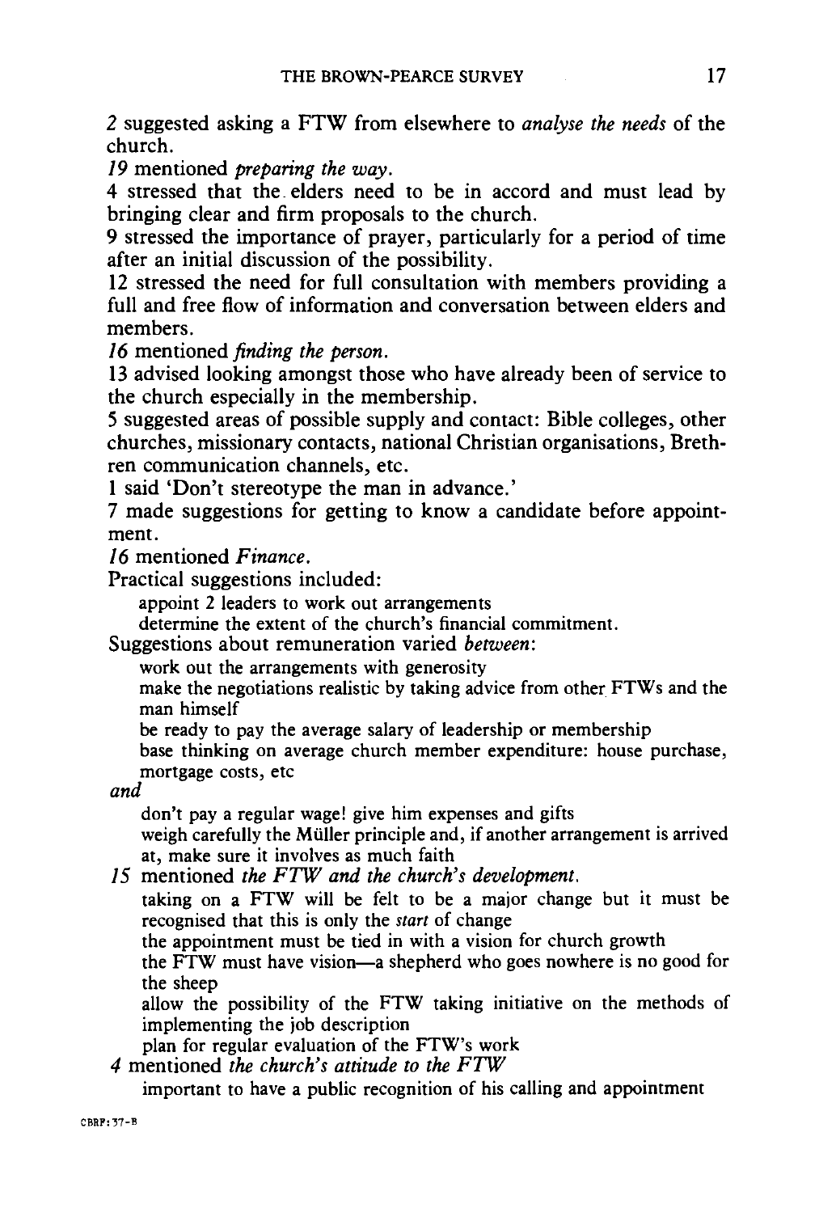*2* suggested asking a FTW from elsewhere to *analyse the needs* of the church.

*19* mentioned *preparing the way*.

4 stressed that the elders need to be in accord and must lead by bringing clear and firm proposals to the church.

9 stressed the importance of prayer, particularly for a period of time after an initial discussion of the possibility.

12 stressed the need for full consultation with members providing a full and free flow of information and conversation between elders and members.

*16* mentioned *finding the person*.

13 advised looking amongst those who have already been of service to the church especially in the membership.

5 suggested areas of possible supply and contact: Bible colleges, other churches, missionary contacts, national Christian organisations, Brethren communication channels, etc.

1 said 'Don't stereotype the man in advance.'

7 made suggestions for getting to know a candidate before appointment.

*16* mentioned *Finance*.

Practical suggestions included:

appoint 2 leaders to work out arrangements
determine the extent of the church's financial commitment.

Suggestions about remuneration varied *between*:

work out the arrangements with generosity
make the negotiations realistic by taking advice from other FTWs and the man himself
be ready to pay the average salary of leadership or membership
base thinking on average church member expenditure: house purchase, mortgage costs, etc

*and*

don't pay a regular wage! give him expenses and gifts
weigh carefully the Müller principle and, if another arrangement is arrived at, make sure it involves as much faith

*15* mentioned *the FTW and the church's development*.

taking on a FTW will be felt to be a major change but it must be recognised that this is only the *start* of change
the appointment must be tied in with a vision for church growth
the FTW must have vision—a shepherd who goes nowhere is no good for the sheep
allow the possibility of the FTW taking initiative on the methods of implementing the job description
plan for regular evaluation of the FTW's work

*4* mentioned *the church's attitude to the FTW*

important to have a public recognition of his calling and appointment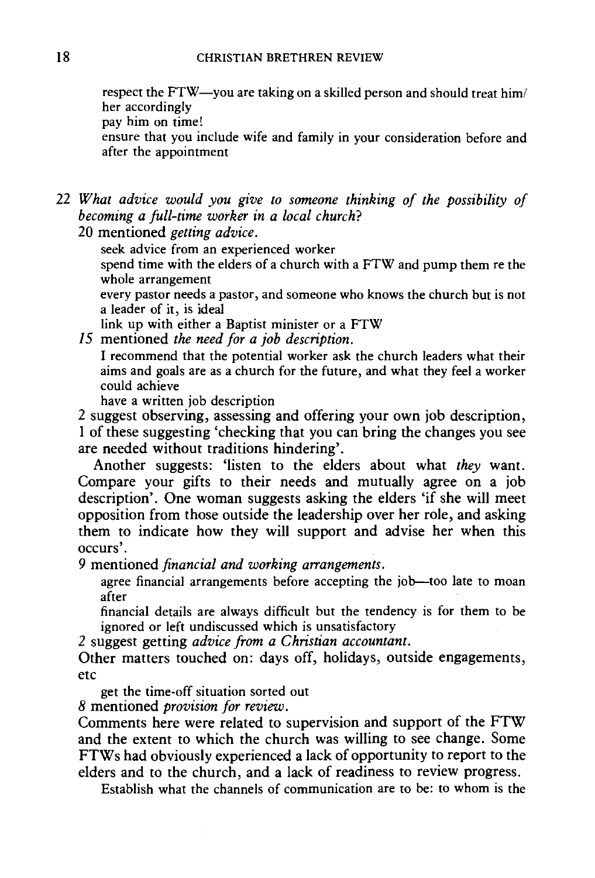respect the FTW—you are taking on a skilled person and should treat him/her accordingly

pay him on time!

ensure that you include wife and family in your consideration before and after the appointment

22 *What advice would you give to someone thinking of the possibility of becoming a full-time worker in a local church?*

20 mentioned *getting advice.*

seek advice from an experienced worker

spend time with the elders of a church with a FTW and pump them re the whole arrangement

every pastor needs a pastor, and someone who knows the church but is not a leader of it, is ideal

link up with either a Baptist minister or a FTW

*15* mentioned *the need for a job description.*

I recommend that the potential worker ask the church leaders what their aims and goals are as a church for the future, and what they feel a worker could achieve

have a written job description

2 suggest observing, assessing and offering your own job description, 1 of these suggesting 'checking that you can bring the changes you see are needed without traditions hindering'.

Another suggests: 'listen to the elders about what *they* want. Compare your gifts to their needs and mutually agree on a job description'. One woman suggests asking the elders 'if she will meet opposition from those outside the leadership over her role, and asking them to indicate how they will support and advise her when this occurs'.

*9* mentioned *financial and working arrangements.*

agree financial arrangements before accepting the job—too late to moan after

financial details are always difficult but the tendency is for them to be ignored or left undiscussed which is unsatisfactory

*2* suggest getting *advice from a Christian accountant.*

Other matters touched on: days off, holidays, outside engagements, etc

get the time-off situation sorted out

*8* mentioned *provision for review.*

Comments here were related to supervision and support of the FTW and the extent to which the church was willing to see change. Some FTWs had obviously experienced a lack of opportunity to report to the elders and to the church, and a lack of readiness to review progress.

Establish what the channels of communication are to be: to whom is the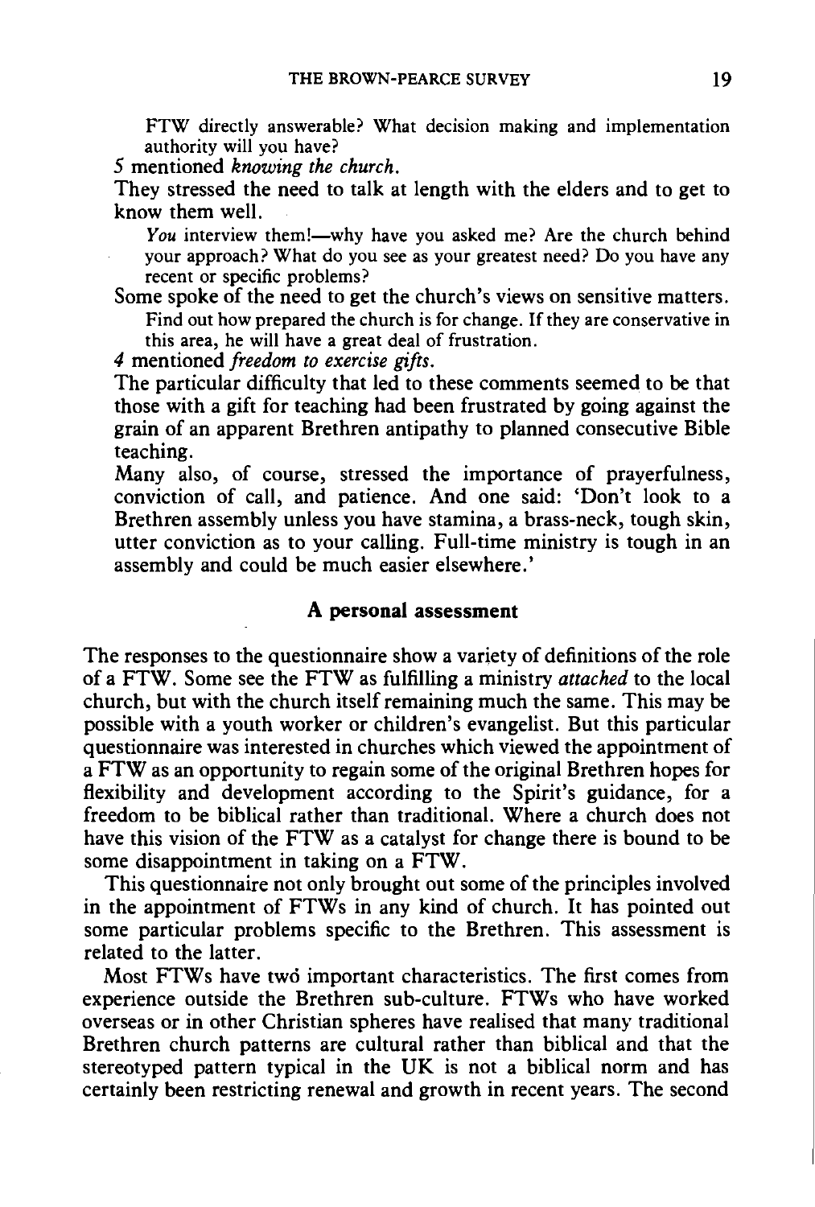FTW directly answerable? What decision making and implementation authority will you have?

5 mentioned *knowing the church.*

They stressed the need to talk at length with the elders and to get to know them well.

*You* interview them!—why have you asked me? Are the church behind your approach? What do you see as your greatest need? Do you have any recent or specific problems?

Some spoke of the need to get the church's views on sensitive matters.

Find out how prepared the church is for change. If they are conservative in this area, he will have a great deal of frustration.

4 mentioned *freedom to exercise gifts.*

The particular difficulty that led to these comments seemed to be that those with a gift for teaching had been frustrated by going against the grain of an apparent Brethren antipathy to planned consecutive Bible teaching.

Many also, of course, stressed the importance of prayerfulness, conviction of call, and patience. And one said: 'Don't look to a Brethren assembly unless you have stamina, a brass-neck, tough skin, utter conviction as to your calling. Full-time ministry is tough in an assembly and could be much easier elsewhere.'

### A personal assessment

The responses to the questionnaire show a variety of definitions of the role of a FTW. Some see the FTW as fulfilling a ministry *attached* to the local church, but with the church itself remaining much the same. This may be possible with a youth worker or children's evangelist. But this particular questionnaire was interested in churches which viewed the appointment of a FTW as an opportunity to regain some of the original Brethren hopes for flexibility and development according to the Spirit's guidance, for a freedom to be biblical rather than traditional. Where a church does not have this vision of the FTW as a catalyst for change there is bound to be some disappointment in taking on a FTW.

This questionnaire not only brought out some of the principles involved in the appointment of FTWs in any kind of church. It has pointed out some particular problems specific to the Brethren. This assessment is related to the latter.

Most FTWs have two important characteristics. The first comes from experience outside the Brethren sub-culture. FTWs who have worked overseas or in other Christian spheres have realised that many traditional Brethren church patterns are cultural rather than biblical and that the stereotyped pattern typical in the UK is not a biblical norm and has certainly been restricting renewal and growth in recent years. The second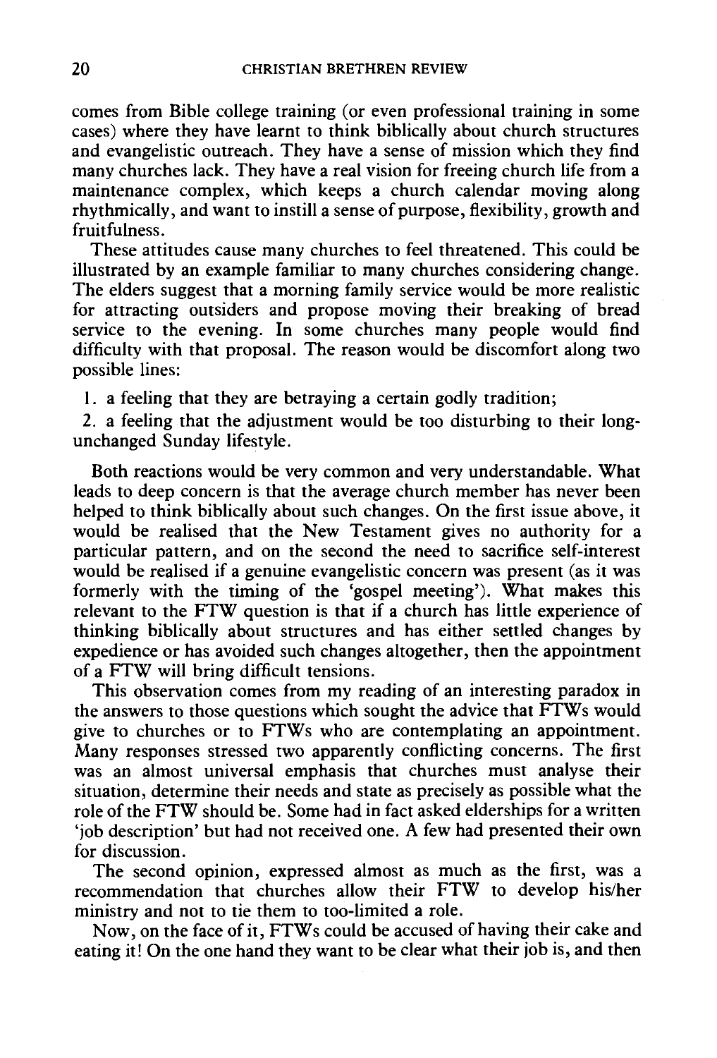comes from Bible college training (or even professional training in some cases) where they have learnt to think biblically about church structures and evangelistic outreach. They have a sense of mission which they find many churches lack. They have a real vision for freeing church life from a maintenance complex, which keeps a church calendar moving along rhythmically, and want to instill a sense of purpose, flexibility, growth and fruitfulness.

These attitudes cause many churches to feel threatened. This could be illustrated by an example familiar to many churches considering change. The elders suggest that a morning family service would be more realistic for attracting outsiders and propose moving their breaking of bread service to the evening. In some churches many people would find difficulty with that proposal. The reason would be discomfort along two possible lines:

1. a feeling that they are betraying a certain godly tradition;
2. a feeling that the adjustment would be too disturbing to their long-unchanged Sunday lifestyle.

Both reactions would be very common and very understandable. What leads to deep concern is that the average church member has never been helped to think biblically about such changes. On the first issue above, it would be realised that the New Testament gives no authority for a particular pattern, and on the second the need to sacrifice self-interest would be realised if a genuine evangelistic concern was present (as it was formerly with the timing of the 'gospel meeting'). What makes this relevant to the FTW question is that if a church has little experience of thinking biblically about structures and has either settled changes by expedience or has avoided such changes altogether, then the appointment of a FTW will bring difficult tensions.

This observation comes from my reading of an interesting paradox in the answers to those questions which sought the advice that FTWs would give to churches or to FTWs who are contemplating an appointment. Many responses stressed two apparently conflicting concerns. The first was an almost universal emphasis that churches must analyse their situation, determine their needs and state as precisely as possible what the role of the FTW should be. Some had in fact asked elderships for a written 'job description' but had not received one. A few had presented their own for discussion.

The second opinion, expressed almost as much as the first, was a recommendation that churches allow their FTW to develop his/her ministry and not to tie them to too-limited a role.

Now, on the face of it, FTWs could be accused of having their cake and eating it! On the one hand they want to be clear what their job is, and then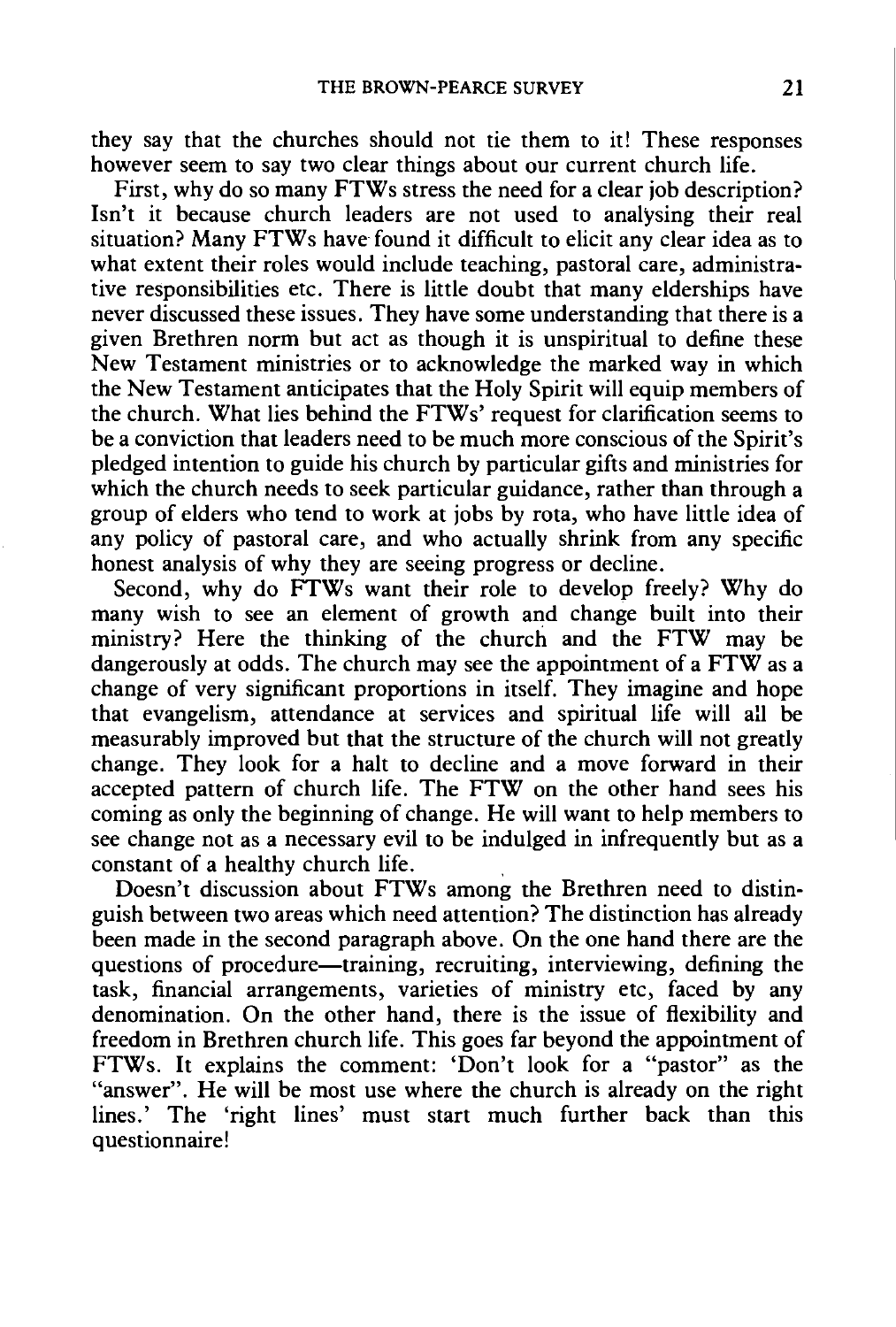they say that the churches should not tie them to it! These responses however seem to say two clear things about our current church life.

First, why do so many FTWs stress the need for a clear job description? Isn't it because church leaders are not used to analysing their real situation? Many FTWs have found it difficult to elicit any clear idea as to what extent their roles would include teaching, pastoral care, administrative responsibilities etc. There is little doubt that many elderships have never discussed these issues. They have some understanding that there is a given Brethren norm but act as though it is unspiritual to define these New Testament ministries or to acknowledge the marked way in which the New Testament anticipates that the Holy Spirit will equip members of the church. What lies behind the FTWs' request for clarification seems to be a conviction that leaders need to be much more conscious of the Spirit's pledged intention to guide his church by particular gifts and ministries for which the church needs to seek particular guidance, rather than through a group of elders who tend to work at jobs by rota, who have little idea of any policy of pastoral care, and who actually shrink from any specific honest analysis of why they are seeing progress or decline.

Second, why do FTWs want their role to develop freely? Why do many wish to see an element of growth and change built into their ministry? Here the thinking of the church and the FTW may be dangerously at odds. The church may see the appointment of a FTW as a change of very significant proportions in itself. They imagine and hope that evangelism, attendance at services and spiritual life will all be measurably improved but that the structure of the church will not greatly change. They look for a halt to decline and a move forward in their accepted pattern of church life. The FTW on the other hand sees his coming as only the beginning of change. He will want to help members to see change not as a necessary evil to be indulged in infrequently but as a constant of a healthy church life.

Doesn't discussion about FTWs among the Brethren need to distinguish between two areas which need attention? The distinction has already been made in the second paragraph above. On the one hand there are the questions of procedure—training, recruiting, interviewing, defining the task, financial arrangements, varieties of ministry etc, faced by any denomination. On the other hand, there is the issue of flexibility and freedom in Brethren church life. This goes far beyond the appointment of FTWs. It explains the comment: 'Don't look for a "pastor" as the "answer". He will be most use where the church is already on the right lines.' The 'right lines' must start much further back than this questionnaire!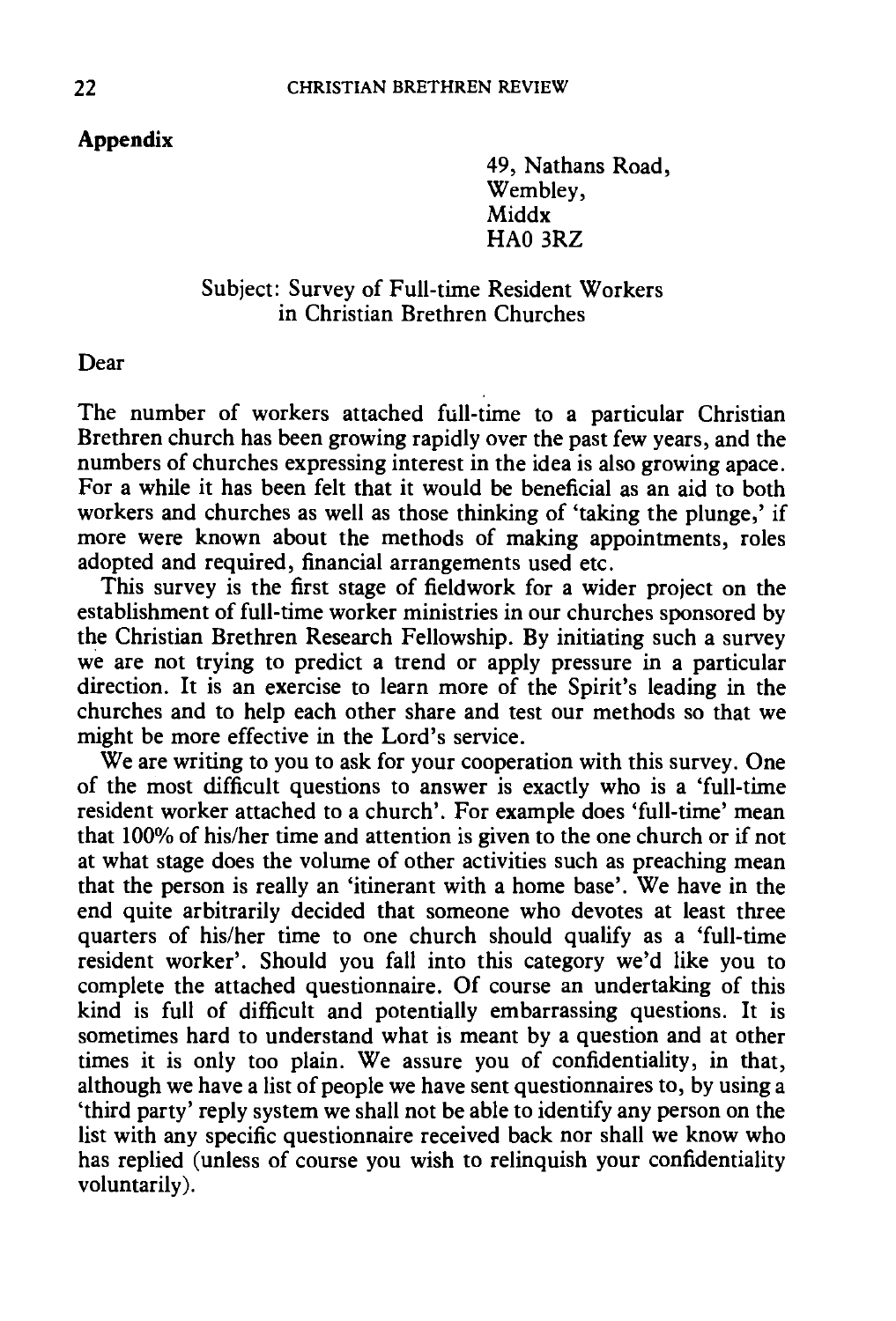## Appendix

49, Nathans Road,
Wembley,
Middx
HA0 3RZ

Subject: Survey of Full-time Resident Workers in Christian Brethren Churches

Dear

The number of workers attached full-time to a particular Christian Brethren church has been growing rapidly over the past few years, and the numbers of churches expressing interest in the idea is also growing apace. For a while it has been felt that it would be beneficial as an aid to both workers and churches as well as those thinking of 'taking the plunge,' if more were known about the methods of making appointments, roles adopted and required, financial arrangements used etc.

This survey is the first stage of fieldwork for a wider project on the establishment of full-time worker ministries in our churches sponsored by the Christian Brethren Research Fellowship. By initiating such a survey we are not trying to predict a trend or apply pressure in a particular direction. It is an exercise to learn more of the Spirit's leading in the churches and to help each other share and test our methods so that we might be more effective in the Lord's service.

We are writing to you to ask for your cooperation with this survey. One of the most difficult questions to answer is exactly who is a 'full-time resident worker attached to a church'. For example does 'full-time' mean that 100% of his/her time and attention is given to the one church or if not at what stage does the volume of other activities such as preaching mean that the person is really an 'itinerant with a home base'. We have in the end quite arbitrarily decided that someone who devotes at least three quarters of his/her time to one church should qualify as a 'full-time resident worker'. Should you fall into this category we'd like you to complete the attached questionnaire. Of course an undertaking of this kind is full of difficult and potentially embarrassing questions. It is sometimes hard to understand what is meant by a question and at other times it is only too plain. We assure you of confidentiality, in that, although we have a list of people we have sent questionnaires to, by using a 'third party' reply system we shall not be able to identify any person on the list with any specific questionnaire received back nor shall we know who has replied (unless of course you wish to relinquish your confidentiality voluntarily).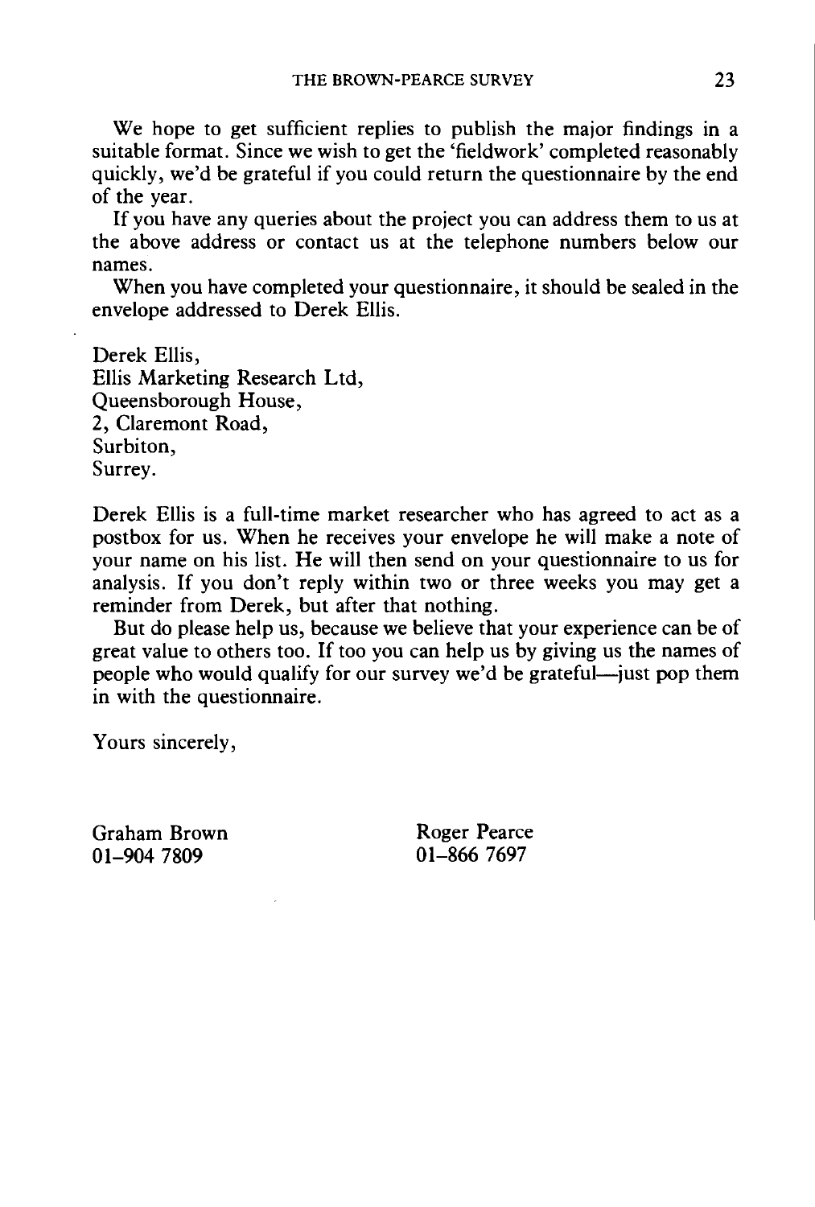We hope to get sufficient replies to publish the major findings in a suitable format. Since we wish to get the 'fieldwork' completed reasonably quickly, we'd be grateful if you could return the questionnaire by the end of the year.

If you have any queries about the project you can address them to us at the above address or contact us at the telephone numbers below our names.

When you have completed your questionnaire, it should be sealed in the envelope addressed to Derek Ellis.

Derek Ellis,  
Ellis Marketing Research Ltd,  
Queensborough House,  
2, Claremont Road,  
Surbiton,  
Surrey.

Derek Ellis is a full-time market researcher who has agreed to act as a postbox for us. When he receives your envelope he will make a note of your name on his list. He will then send on your questionnaire to us for analysis. If you don't reply within two or three weeks you may get a reminder from Derek, but after that nothing.

But do please help us, because we believe that your experience can be of great value to others too. If too you can help us by giving us the names of people who would qualify for our survey we'd be grateful—just pop them in with the questionnaire.

Yours sincerely,

Graham Brown  
01–904 7809

Roger Pearce  
01–866 7697